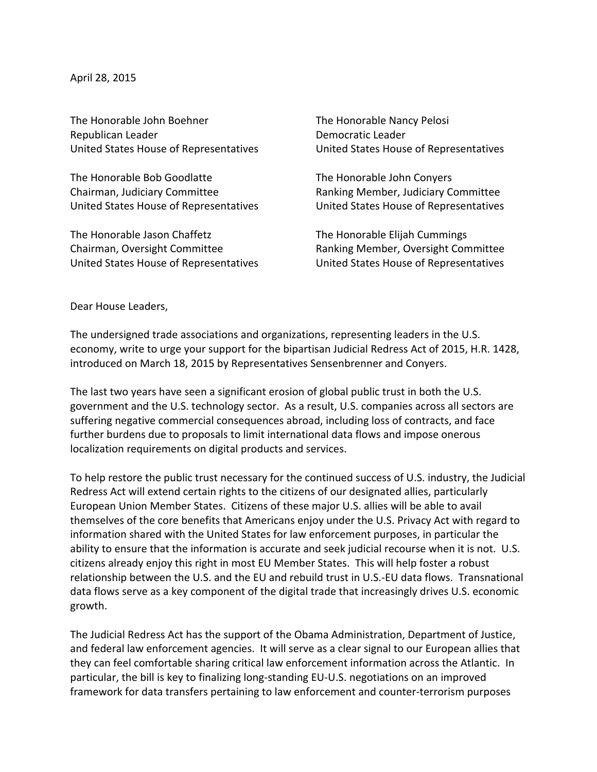April 28, 2015

The Honorable John Boehner
Republican Leader
United States House of Representatives

The Honorable Nancy Pelosi
Democratic Leader
United States House of Representatives

The Honorable Bob Goodlatte
Chairman, Judiciary Committee
United States House of Representatives

The Honorable John Conyers
Ranking Member, Judiciary Committee
United States House of Representatives

The Honorable Jason Chaffetz
Chairman, Oversight Committee
United States House of Representatives

The Honorable Elijah Cummings
Ranking Member, Oversight Committee
United States House of Representatives

Dear House Leaders,

The undersigned trade associations and organizations, representing leaders in the U.S. economy, write to urge your support for the bipartisan Judicial Redress Act of 2015, H.R. 1428, introduced on March 18, 2015 by Representatives Sensenbrenner and Conyers.

The last two years have seen a significant erosion of global public trust in both the U.S. government and the U.S. technology sector. As a result, U.S. companies across all sectors are suffering negative commercial consequences abroad, including loss of contracts, and face further burdens due to proposals to limit international data flows and impose onerous localization requirements on digital products and services.

To help restore the public trust necessary for the continued success of U.S. industry, the Judicial Redress Act will extend certain rights to the citizens of our designated allies, particularly European Union Member States. Citizens of these major U.S. allies will be able to avail themselves of the core benefits that Americans enjoy under the U.S. Privacy Act with regard to information shared with the United States for law enforcement purposes, in particular the ability to ensure that the information is accurate and seek judicial recourse when it is not. U.S. citizens already enjoy this right in most EU Member States. This will help foster a robust relationship between the U.S. and the EU and rebuild trust in U.S.-EU data flows. Transnational data flows serve as a key component of the digital trade that increasingly drives U.S. economic growth.

The Judicial Redress Act has the support of the Obama Administration, Department of Justice, and federal law enforcement agencies. It will serve as a clear signal to our European allies that they can feel comfortable sharing critical law enforcement information across the Atlantic. In particular, the bill is key to finalizing long-standing EU-U.S. negotiations on an improved framework for data transfers pertaining to law enforcement and counter-terrorism purposes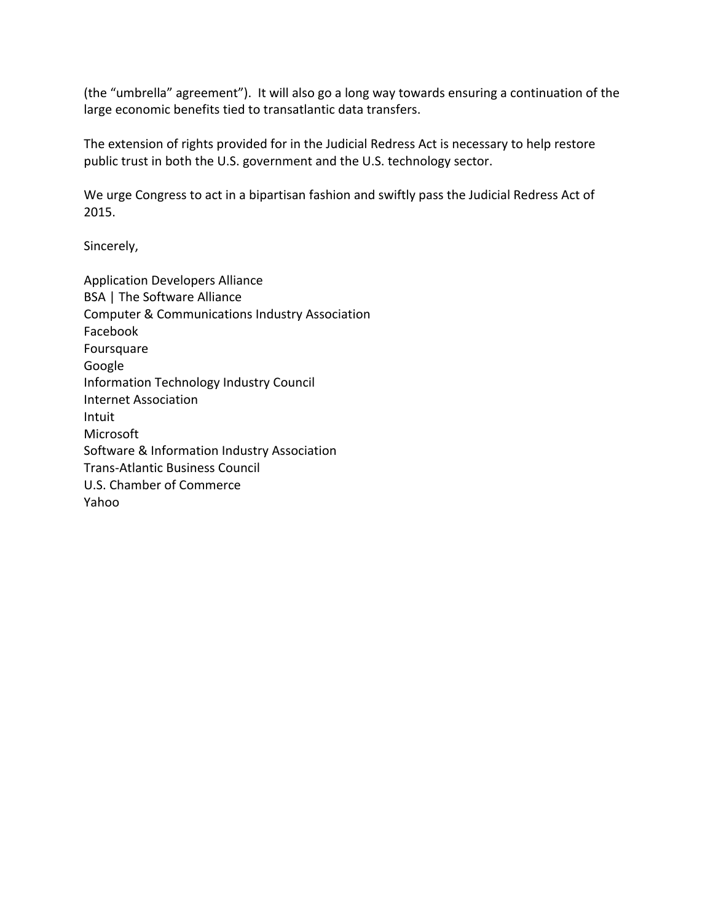(the “umbrella” agreement"). It will also go a long way towards ensuring a continuation of the large economic benefits tied to transatlantic data transfers.

The extension of rights provided for in the Judicial Redress Act is necessary to help restore public trust in both the U.S. government and the U.S. technology sector.

We urge Congress to act in a bipartisan fashion and swiftly pass the Judicial Redress Act of 2015.

Sincerely,

Application Developers Alliance  
BSA | The Software Alliance  
Computer & Communications Industry Association  
Facebook  
Foursquare  
Google  
Information Technology Industry Council  
Internet Association  
Intuit  
Microsoft  
Software & Information Industry Association  
Trans-Atlantic Business Council  
U.S. Chamber of Commerce  
Yahoo